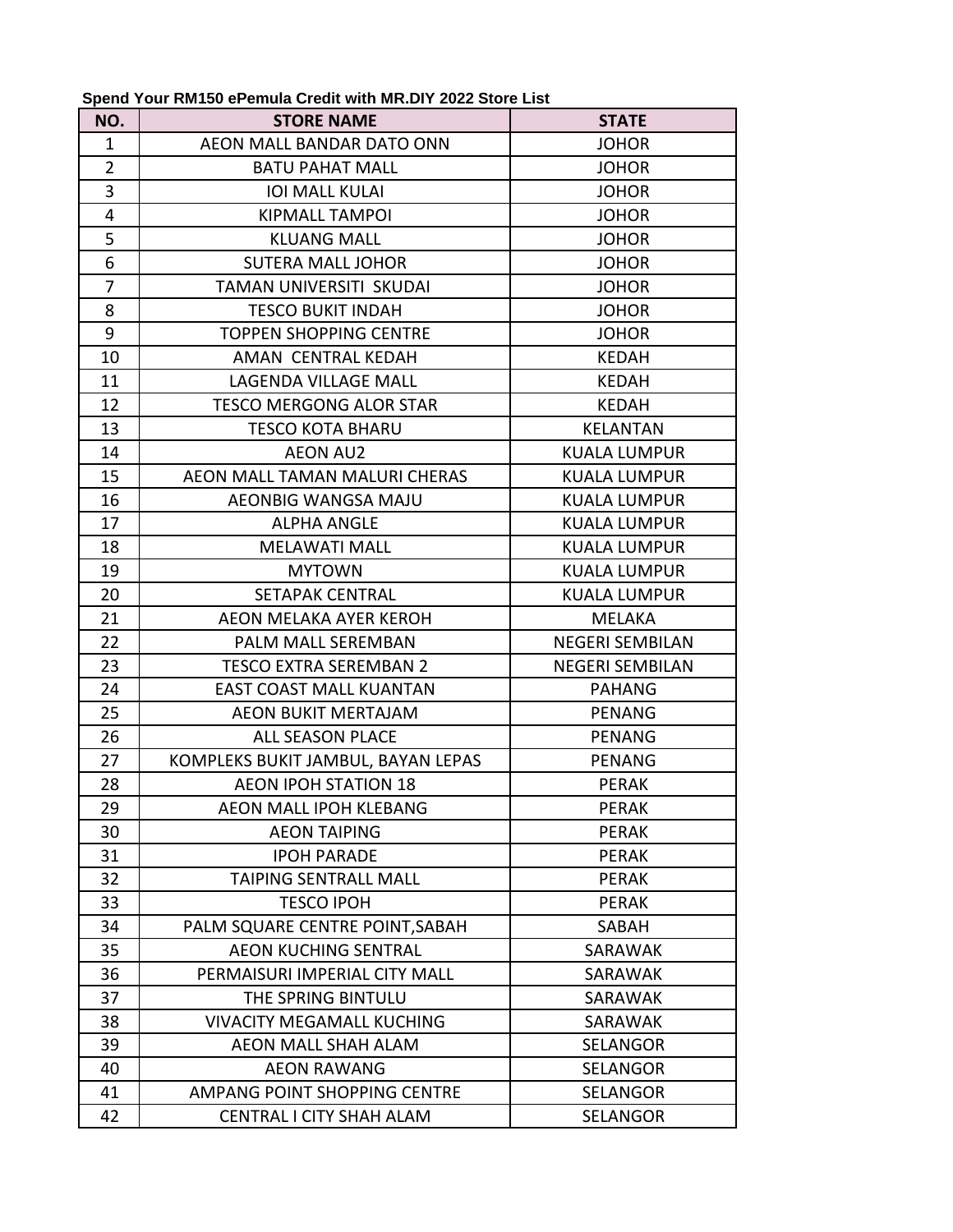**Spend Your RM150 ePemula Credit with MR.DIY 2022 Store List**

| NO. | STORE NAME | STATE |
|---|---|---|
| 1 | AEON MALL BANDAR DATO ONN | JOHOR |
| 2 | BATU PAHAT MALL | JOHOR |
| 3 | IOI MALL KULAI | JOHOR |
| 4 | KIPMALL TAMPOI | JOHOR |
| 5 | KLUANG MALL | JOHOR |
| 6 | SUTERA MALL JOHOR | JOHOR |
| 7 | TAMAN UNIVERSITI SKUDAI | JOHOR |
| 8 | TESCO BUKIT INDAH | JOHOR |
| 9 | TOPPEN SHOPPING CENTRE | JOHOR |
| 10 | AMAN CENTRAL KEDAH | KEDAH |
| 11 | LAGENDA VILLAGE MALL | KEDAH |
| 12 | TESCO MERGONG ALOR STAR | KEDAH |
| 13 | TESCO KOTA BHARU | KELANTAN |
| 14 | AEON AU2 | KUALA LUMPUR |
| 15 | AEON MALL TAMAN MALURI CHERAS | KUALA LUMPUR |
| 16 | AEONBIG WANGSA MAJU | KUALA LUMPUR |
| 17 | ALPHA ANGLE | KUALA LUMPUR |
| 18 | MELAWATI MALL | KUALA LUMPUR |
| 19 | MYTOWN | KUALA LUMPUR |
| 20 | SETAPAK CENTRAL | KUALA LUMPUR |
| 21 | AEON MELAKA AYER KEROH | MELAKA |
| 22 | PALM MALL SEREMBAN | NEGERI SEMBILAN |
| 23 | TESCO EXTRA SEREMBAN 2 | NEGERI SEMBILAN |
| 24 | EAST COAST MALL KUANTAN | PAHANG |
| 25 | AEON BUKIT MERTAJAM | PENANG |
| 26 | ALL SEASON PLACE | PENANG |
| 27 | KOMPLEKS BUKIT JAMBUL, BAYAN LEPAS | PENANG |
| 28 | AEON IPOH STATION 18 | PERAK |
| 29 | AEON MALL IPOH KLEBANG | PERAK |
| 30 | AEON TAIPING | PERAK |
| 31 | IPOH PARADE | PERAK |
| 32 | TAIPING SENTRALL MALL | PERAK |
| 33 | TESCO IPOH | PERAK |
| 34 | PALM SQUARE CENTRE POINT,SABAH | SABAH |
| 35 | AEON KUCHING SENTRAL | SARAWAK |
| 36 | PERMAISURI IMPERIAL CITY MALL | SARAWAK |
| 37 | THE SPRING BINTULU | SARAWAK |
| 38 | VIVACITY MEGAMALL KUCHING | SARAWAK |
| 39 | AEON MALL SHAH ALAM | SELANGOR |
| 40 | AEON RAWANG | SELANGOR |
| 41 | AMPANG POINT SHOPPING CENTRE | SELANGOR |
| 42 | CENTRAL I CITY SHAH ALAM | SELANGOR |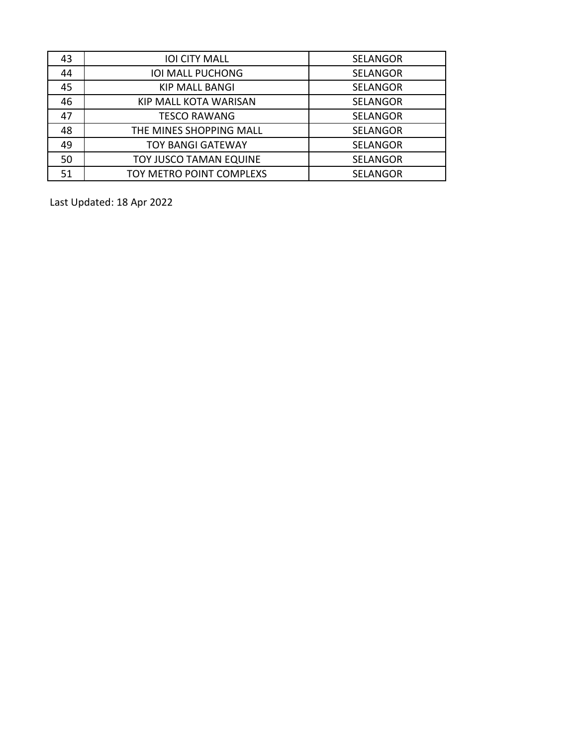| | | |
|---|---|---|
| 43 | IOI CITY MALL | SELANGOR |
| 44 | IOI MALL PUCHONG | SELANGOR |
| 45 | KIP MALL BANGI | SELANGOR |
| 46 | KIP MALL KOTA WARISAN | SELANGOR |
| 47 | TESCO RAWANG | SELANGOR |
| 48 | THE MINES SHOPPING MALL | SELANGOR |
| 49 | TOY BANGI GATEWAY | SELANGOR |
| 50 | TOY JUSCO TAMAN EQUINE | SELANGOR |
| 51 | TOY METRO POINT COMPLEXS | SELANGOR |

Last Updated: 18 Apr 2022